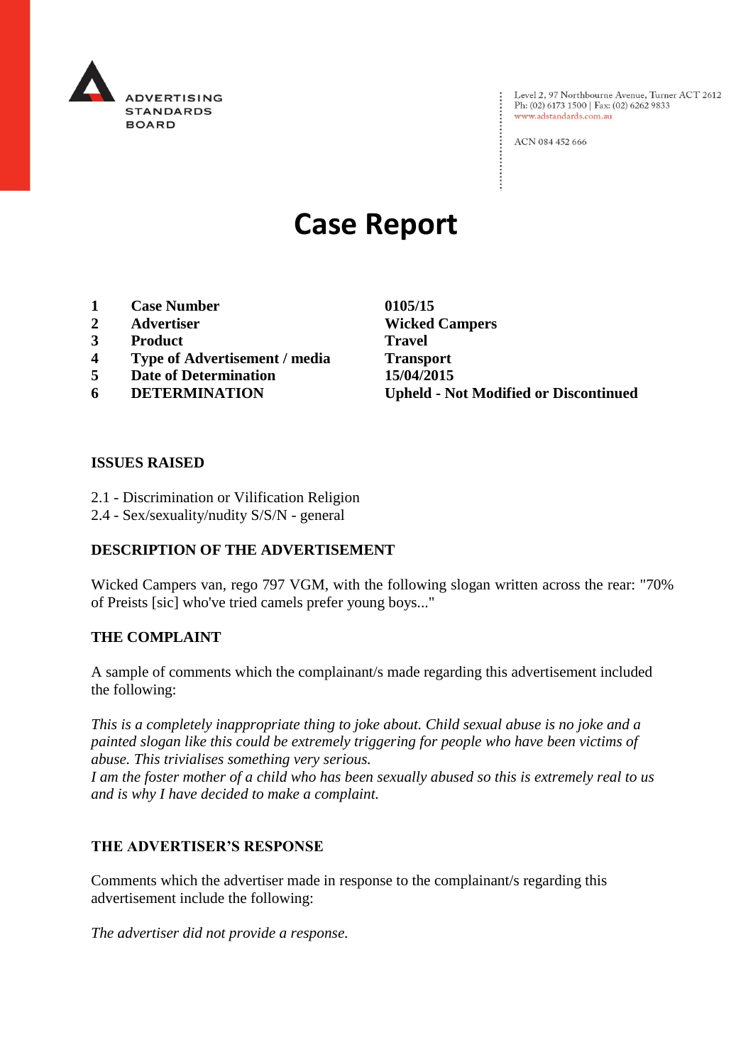ADVERTISING STANDARDS BOARD

Level 2, 97 Northbourne Avenue, Turner ACT 2612
Ph: (02) 6173 1500 | Fax: (02) 6262 9833
www.adstandards.com.au

ACN 084 452 666

# Case Report

| | | |
|---|---|---|
| **1** | **Case Number** | **0105/15** |
| **2** | **Advertiser** | **Wicked Campers** |
| **3** | **Product** | **Travel** |
| **4** | **Type of Advertisement / media** | **Transport** |
| **5** | **Date of Determination** | **15/04/2015** |
| **6** | **DETERMINATION** | **Upheld - Not Modified or Discontinued** |

## ISSUES RAISED

2.1 - Discrimination or Vilification Religion
2.4 - Sex/sexuality/nudity S/S/N - general

## DESCRIPTION OF THE ADVERTISEMENT

Wicked Campers van, rego 797 VGM, with the following slogan written across the rear: "70% of Preists [sic] who've tried camels prefer young boys..."

## THE COMPLAINT

A sample of comments which the complainant/s made regarding this advertisement included the following:

*This is a completely inappropriate thing to joke about. Child sexual abuse is no joke and a painted slogan like this could be extremely triggering for people who have been victims of abuse. This trivialises something very serious.*
*I am the foster mother of a child who has been sexually abused so this is extremely real to us and is why I have decided to make a complaint.*

## THE ADVERTISER'S RESPONSE

Comments which the advertiser made in response to the complainant/s regarding this advertisement include the following:

*The advertiser did not provide a response.*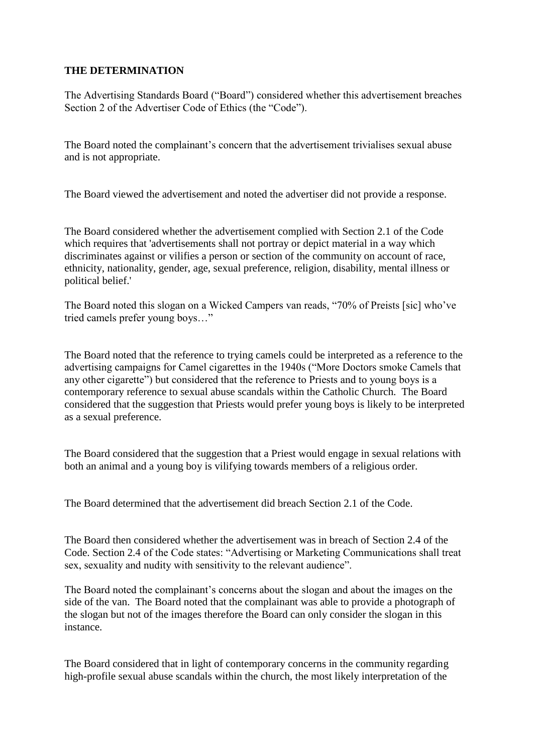**THE DETERMINATION**

The Advertising Standards Board ("Board") considered whether this advertisement breaches Section 2 of the Advertiser Code of Ethics (the "Code").

The Board noted the complainant's concern that the advertisement trivialises sexual abuse and is not appropriate.

The Board viewed the advertisement and noted the advertiser did not provide a response.

The Board considered whether the advertisement complied with Section 2.1 of the Code which requires that 'advertisements shall not portray or depict material in a way which discriminates against or vilifies a person or section of the community on account of race, ethnicity, nationality, gender, age, sexual preference, religion, disability, mental illness or political belief.'

The Board noted this slogan on a Wicked Campers van reads, "70% of Preists [sic] who've tried camels prefer young boys…"

The Board noted that the reference to trying camels could be interpreted as a reference to the advertising campaigns for Camel cigarettes in the 1940s ("More Doctors smoke Camels that any other cigarette") but considered that the reference to Priests and to young boys is a contemporary reference to sexual abuse scandals within the Catholic Church. The Board considered that the suggestion that Priests would prefer young boys is likely to be interpreted as a sexual preference.

The Board considered that the suggestion that a Priest would engage in sexual relations with both an animal and a young boy is vilifying towards members of a religious order.

The Board determined that the advertisement did breach Section 2.1 of the Code.

The Board then considered whether the advertisement was in breach of Section 2.4 of the Code. Section 2.4 of the Code states: "Advertising or Marketing Communications shall treat sex, sexuality and nudity with sensitivity to the relevant audience".

The Board noted the complainant's concerns about the slogan and about the images on the side of the van. The Board noted that the complainant was able to provide a photograph of the slogan but not of the images therefore the Board can only consider the slogan in this instance.

The Board considered that in light of contemporary concerns in the community regarding high-profile sexual abuse scandals within the church, the most likely interpretation of the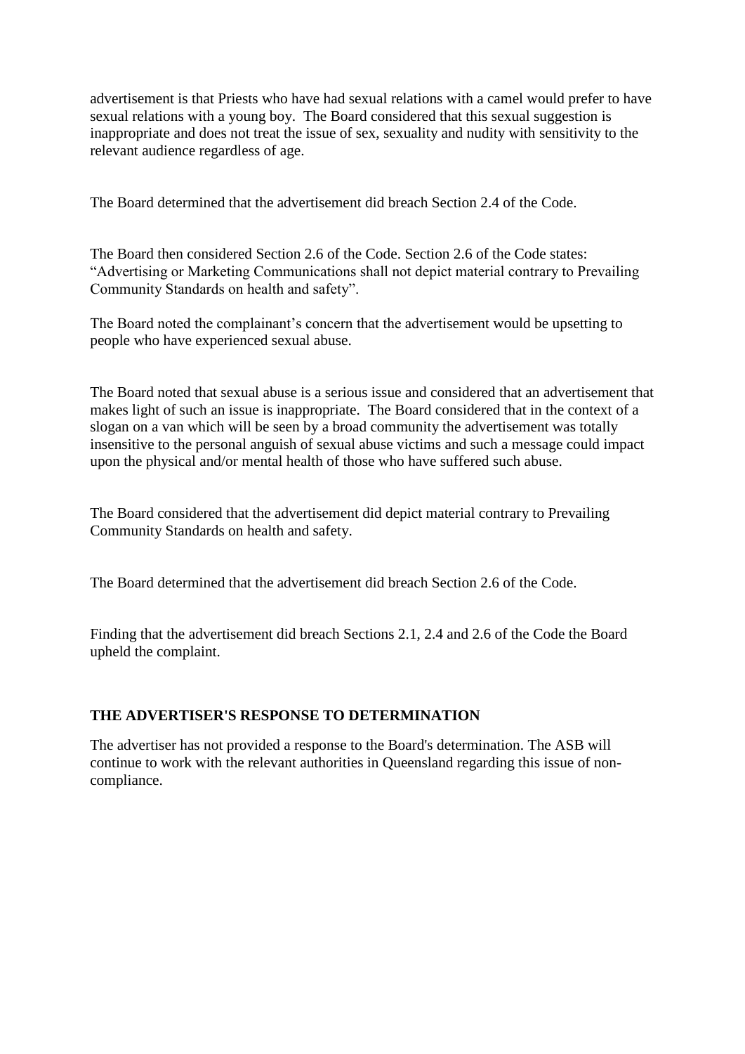advertisement is that Priests who have had sexual relations with a camel would prefer to have sexual relations with a young boy. The Board considered that this sexual suggestion is inappropriate and does not treat the issue of sex, sexuality and nudity with sensitivity to the relevant audience regardless of age.

The Board determined that the advertisement did breach Section 2.4 of the Code.

The Board then considered Section 2.6 of the Code. Section 2.6 of the Code states: "Advertising or Marketing Communications shall not depict material contrary to Prevailing Community Standards on health and safety".

The Board noted the complainant's concern that the advertisement would be upsetting to people who have experienced sexual abuse.

The Board noted that sexual abuse is a serious issue and considered that an advertisement that makes light of such an issue is inappropriate. The Board considered that in the context of a slogan on a van which will be seen by a broad community the advertisement was totally insensitive to the personal anguish of sexual abuse victims and such a message could impact upon the physical and/or mental health of those who have suffered such abuse.

The Board considered that the advertisement did depict material contrary to Prevailing Community Standards on health and safety.

The Board determined that the advertisement did breach Section 2.6 of the Code.

Finding that the advertisement did breach Sections 2.1, 2.4 and 2.6 of the Code the Board upheld the complaint.

## THE ADVERTISER'S RESPONSE TO DETERMINATION

The advertiser has not provided a response to the Board's determination. The ASB will continue to work with the relevant authorities in Queensland regarding this issue of non-compliance.